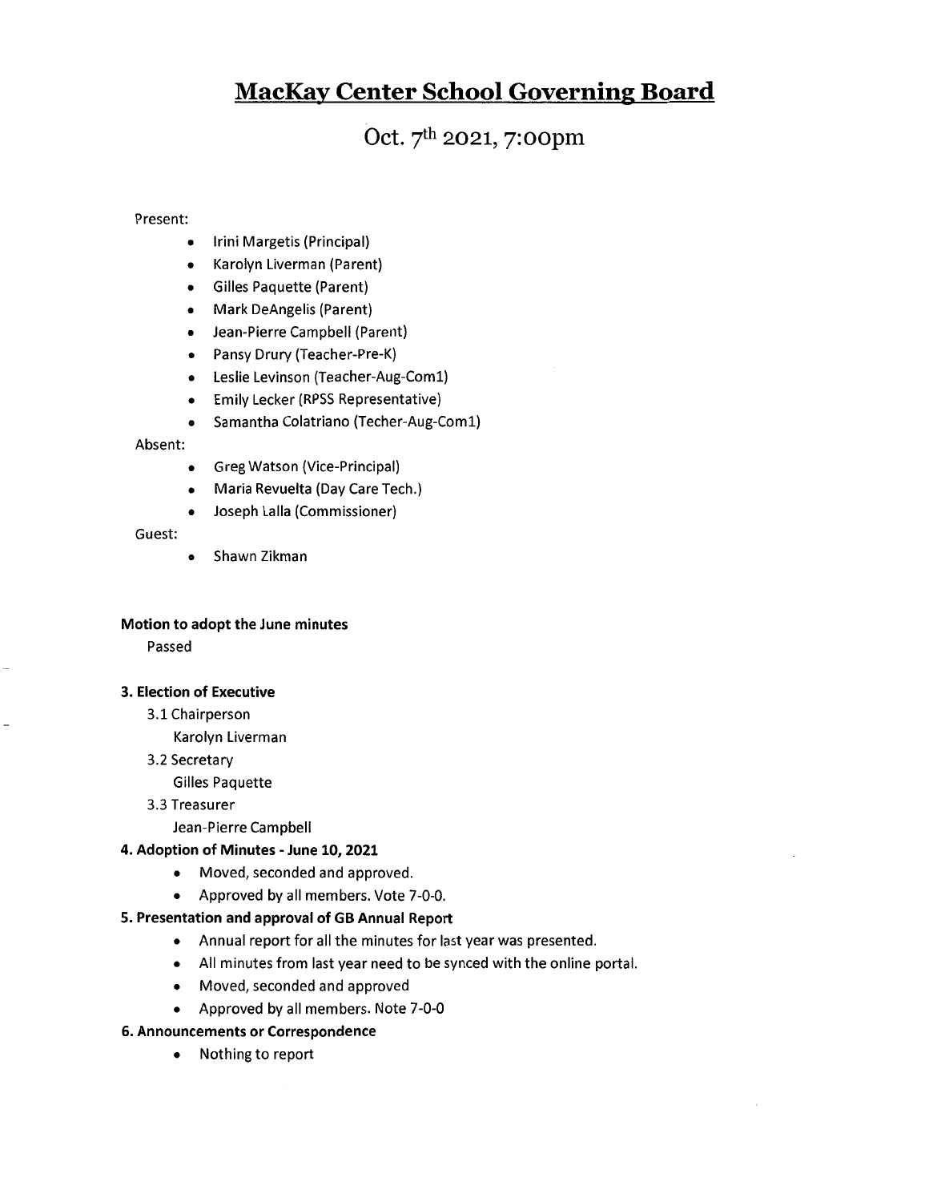# MacKay Center School Governing Board

## Oct. 7th 2021, 7:00pm

Present:

- Irini Margetis (Principal)
- Karolyn Liverman (Parent)
- Gilles Paquette (Parent)
- Mark DeAngelis (Parent)
- Jean-Pierre Campbell (Parent)
- Pansy Drury (Teacher-Pre-K)
- Leslie Levinson (Teacher-Aug-Com1)
- Emily Lecker (RPSS Representative)
- Samantha Colatriano (Techer-Aug-Com1)

Absent:

- Greg Watson (Vice-Principal)
- Maria Revuelta (Day Care Tech.)
- Joseph Lalla (Commissioner)

Guest:

- Shawn Zikman

**Motion to adopt the June minutes**

Passed

**3. Election of Executive**

3.1 Chairperson

Karolyn Liverman

3.2 Secretary

Gilles Paquette

3.3 Treasurer

Jean-Pierre Campbell

**4. Adoption of Minutes - June 10, 2021**

- Moved, seconded and approved.
- Approved by all members. Vote 7-0-0.

**5. Presentation and approval of GB Annual Report**

- Annual report for all the minutes for last year was presented.
- All minutes from last year need to be synced with the online portal.
- Moved, seconded and approved
- Approved by all members. Note 7-0-0

**6. Announcements or Correspondence**

- Nothing to report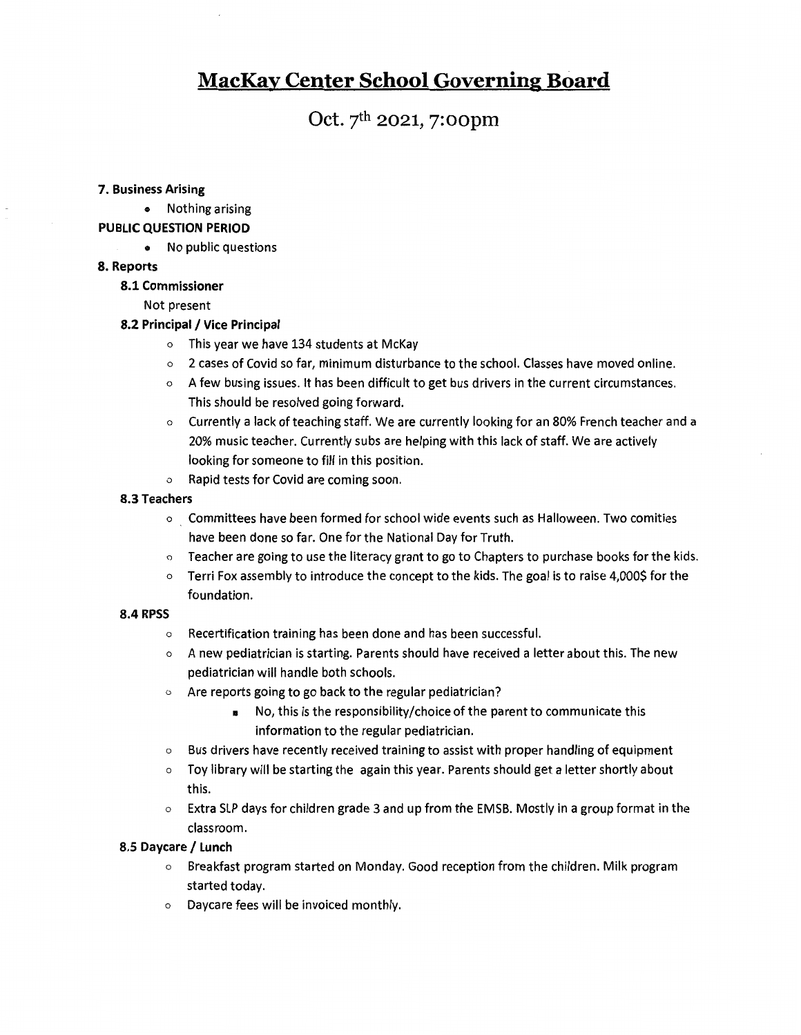# MacKay Center School Governing Board

## Oct. 7th 2021, 7:00pm

**7. Business Arising**

- Nothing arising

**PUBLIC QUESTION PERIOD**

- No public questions

**8. Reports**

**8.1 Commissioner**

Not present

**8.2 Principal / Vice Principal**

- This year we have 134 students at McKay
- 2 cases of Covid so far, minimum disturbance to the school. Classes have moved online.
- A few busing issues. It has been difficult to get bus drivers in the current circumstances. This should be resolved going forward.
- Currently a lack of teaching staff. We are currently looking for an 80% French teacher and a 20% music teacher. Currently subs are helping with this lack of staff. We are actively looking for someone to fill in this position.
- Rapid tests for Covid are coming soon.

**8.3 Teachers**

- Committees have been formed for school wide events such as Halloween. Two comities have been done so far. One for the National Day for Truth.
- Teacher are going to use the literacy grant to go to Chapters to purchase books for the kids.
- Terri Fox assembly to introduce the concept to the kids. The goal is to raise 4,000$ for the foundation.

**8.4 RPSS**

- Recertification training has been done and has been successful.
- A new pediatrician is starting. Parents should have received a letter about this. The new pediatrician will handle both schools.
- Are reports going to go back to the regular pediatrician?
  - No, this is the responsibility/choice of the parent to communicate this information to the regular pediatrician.
- Bus drivers have recently received training to assist with proper handling of equipment
- Toy library will be starting the again this year. Parents should get a letter shortly about this.
- Extra SLP days for children grade 3 and up from the EMSB. Mostly in a group format in the classroom.

**8.5 Daycare / Lunch**

- Breakfast program started on Monday. Good reception from the children. Milk program started today.
- Daycare fees will be invoiced monthly.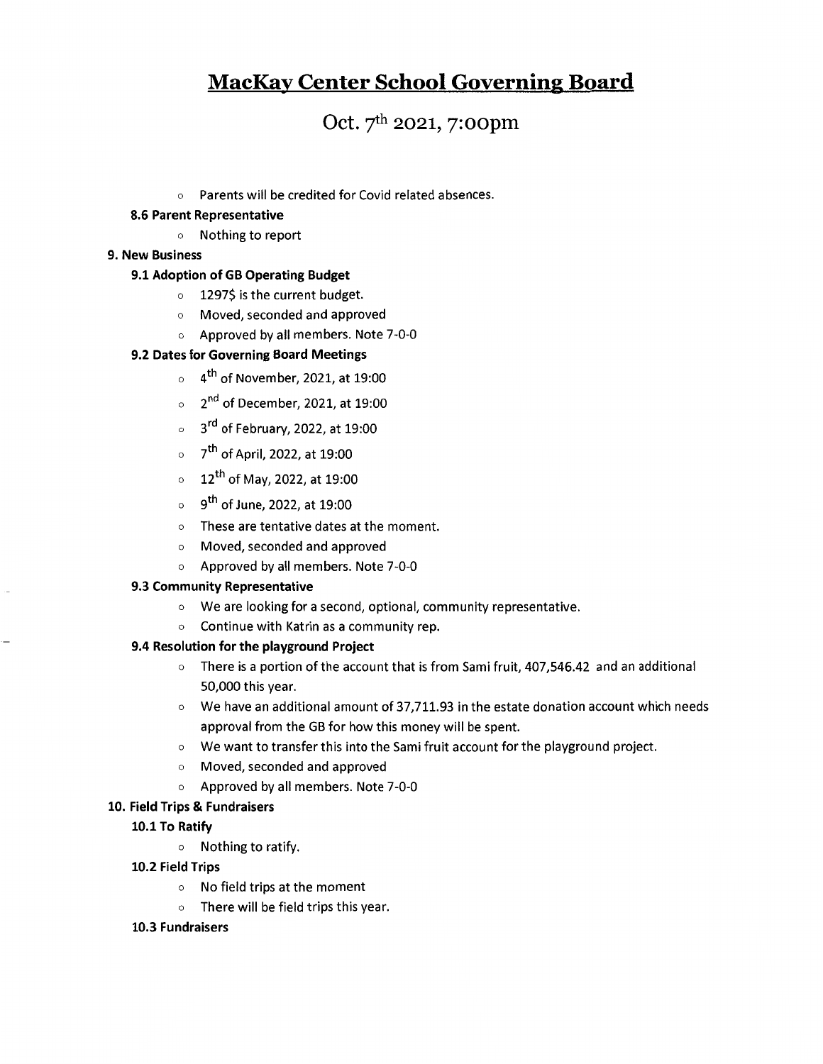# MacKay Center School Governing Board

## Oct. 7th 2021, 7:00pm

- Parents will be credited for Covid related absences.

**8.6 Parent Representative**

- Nothing to report

**9. New Business**

**9.1 Adoption of GB Operating Budget**

- 1297$ is the current budget.
- Moved, seconded and approved
- Approved by all members. Note 7-0-0

**9.2 Dates for Governing Board Meetings**

- 4th of November, 2021, at 19:00
- 2nd of December, 2021, at 19:00
- 3rd of February, 2022, at 19:00
- 7th of April, 2022, at 19:00
- 12th of May, 2022, at 19:00
- 9th of June, 2022, at 19:00
- These are tentative dates at the moment.
- Moved, seconded and approved
- Approved by all members. Note 7-0-0

**9.3 Community Representative**

- We are looking for a second, optional, community representative.
- Continue with Katrin as a community rep.

**9.4 Resolution for the playground Project**

- There is a portion of the account that is from Sami fruit, 407,546.42 and an additional 50,000 this year.
- We have an additional amount of 37,711.93 in the estate donation account which needs approval from the GB for how this money will be spent.
- We want to transfer this into the Sami fruit account for the playground project.
- Moved, seconded and approved
- Approved by all members. Note 7-0-0

**10. Field Trips & Fundraisers**

**10.1 To Ratify**

- Nothing to ratify.

**10.2 Field Trips**

- No field trips at the moment
- There will be field trips this year.

**10.3 Fundraisers**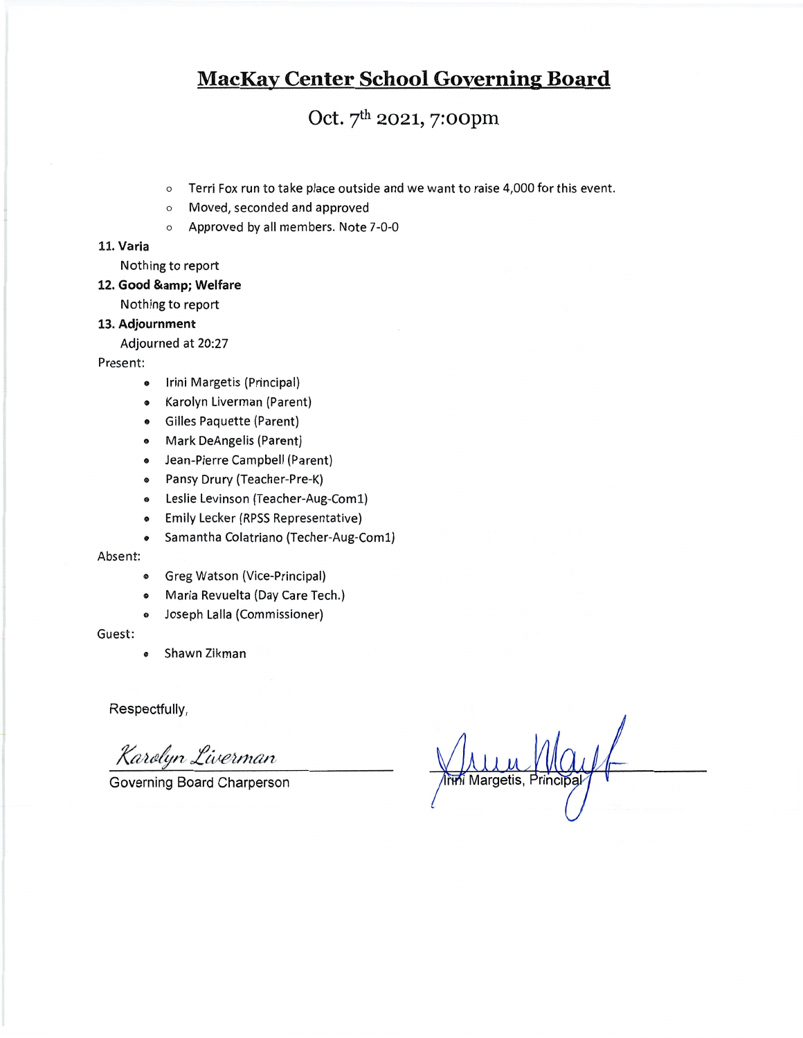# MacKay Center School Governing Board

## Oct. 7th 2021, 7:00pm

- Terri Fox run to take place outside and we want to raise 4,000 for this event.
- Moved, seconded and approved
- Approved by all members. Note 7-0-0

**11. Varia**

Nothing to report

**12. Good &amp; Welfare**

Nothing to report

**13. Adjournment**

Adjourned at 20:27

Present:

- Irini Margetis (Principal)
- Karolyn Liverman (Parent)
- Gilles Paquette (Parent)
- Mark DeAngelis (Parent)
- Jean-Pierre Campbell (Parent)
- Pansy Drury (Teacher-Pre-K)
- Leslie Levinson (Teacher-Aug-Com1)
- Emily Lecker (RPSS Representative)
- Samantha Colatriano (Techer-Aug-Com1)

Absent:

- Greg Watson (Vice-Principal)
- Maria Revuelta (Day Care Tech.)
- Joseph Lalla (Commissioner)

Guest:

- Shawn Zikman

Respectfully,

*Karolyn Liverman*
Governing Board Charperson

Irini Margetis, Principal